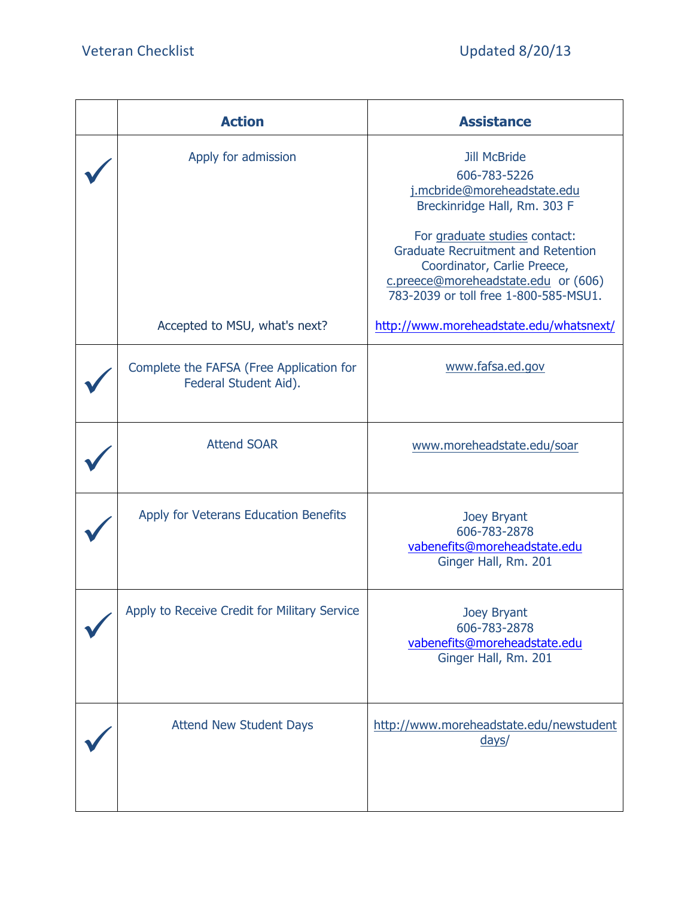Veter​an Checklist Updated 8/20/13

| | Action | Assistance |
|---|---|---|
| ✓ | Apply for admission<br><br>Accepted to MSU, what's next? | Jill McBride<br>606-783-5226<br>j.mcbride@moreheadstate.edu<br>Breckinridge Hall, Rm. 303 F<br><br>For graduate studies contact: Graduate Recruitment and Retention Coordinator, Carlie Preece, c.preece@moreheadstate.edu or (606) 783-2039 or toll free 1-800-585-MSU1.<br><br>http://www.moreheadstate.edu/whatsnext/ |
| ✓ | Complete the FAFSA (Free Application for Federal Student Aid). | www.fafsa.ed.gov |
| ✓ | Attend SOAR | www.moreheadstate.edu/soar |
| ✓ | Apply for Veterans Education Benefits | Joey Bryant<br>606-783-2878<br>vabenefits@moreheadstate.edu<br>Ginger Hall, Rm. 201 |
| ✓ | Apply to Receive Credit for Military Service | Joey Bryant<br>606-783-2878<br>vabenefits@moreheadstate.edu<br>Ginger Hall, Rm. 201 |
| ✓ | Attend New Student Days | http://www.moreheadstate.edu/newstudentdays/ |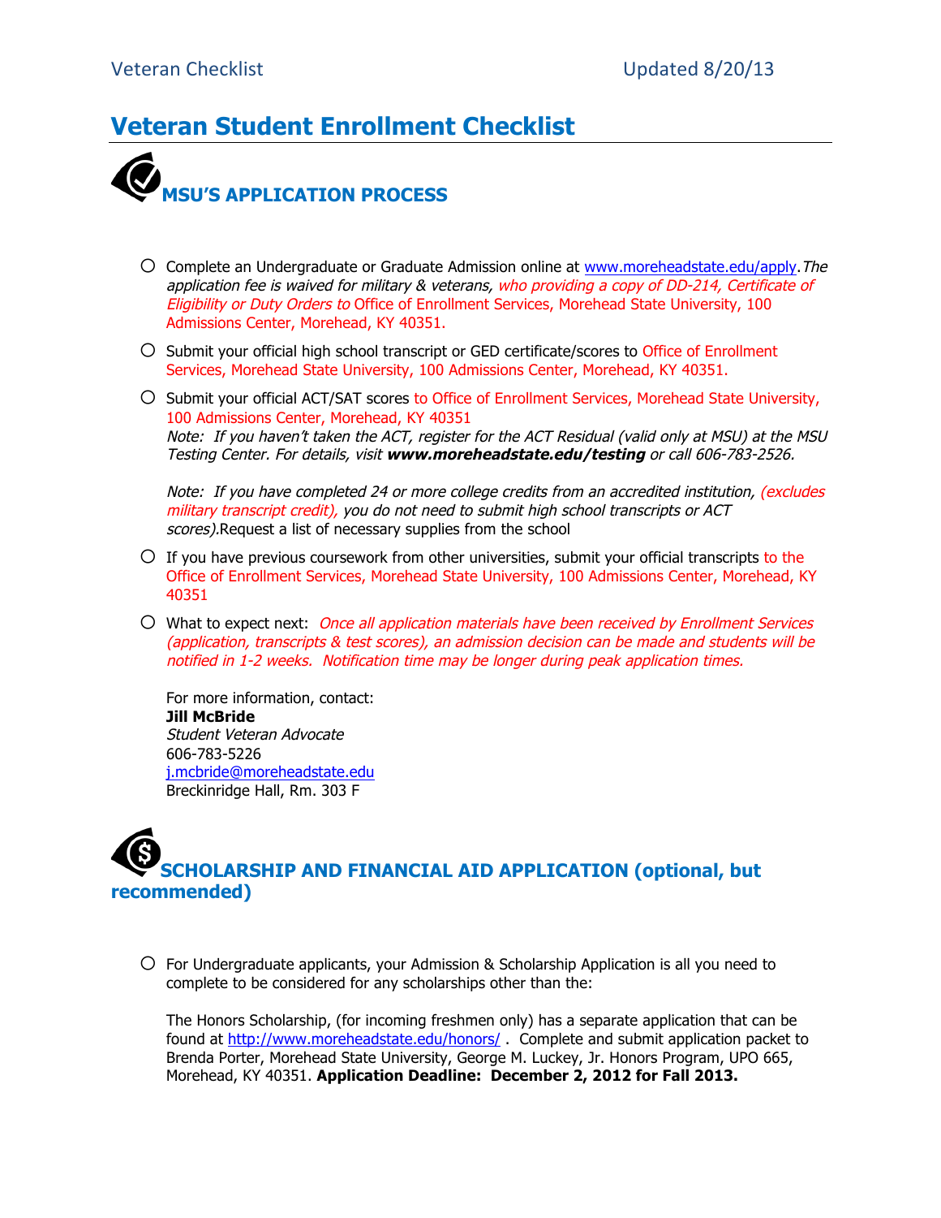# Veteran Student Enrollment Checklist

## MSU'S APPLICATION PROCESS

- ○ Complete an Undergraduate or Graduate Admission online at www.moreheadstate.edu/apply. *The application fee is waived for military & veterans, who providing a copy of DD-214, Certificate of Eligibility or Duty Orders to* Office of Enrollment Services, Morehead State University, 100 Admissions Center, Morehead, KY 40351.

- ○ Submit your official high school transcript or GED certificate/scores to Office of Enrollment Services, Morehead State University, 100 Admissions Center, Morehead, KY 40351.

- ○ Submit your official ACT/SAT scores to Office of Enrollment Services, Morehead State University, 100 Admissions Center, Morehead, KY 40351
  *Note: If you haven't taken the ACT, register for the ACT Residual (valid only at MSU) at the MSU Testing Center. For details, visit **www.moreheadstate.edu/testing** or call 606-783-2526.*

  *Note: If you have completed 24 or more college credits from an accredited institution, (excludes military transcript credit), you do not need to submit high school transcripts or ACT scores).*Request a list of necessary supplies from the school

- ○ If you have previous coursework from other universities, submit your official transcripts to the Office of Enrollment Services, Morehead State University, 100 Admissions Center, Morehead, KY 40351

- ○ What to expect next: *Once all application materials have been received by Enrollment Services (application, transcripts & test scores), an admission decision can be made and students will be notified in 1-2 weeks. Notification time may be longer during peak application times.*

  For more information, contact:
  **Jill McBride**
  *Student Veteran Advocate*
  606-783-5226
  j.mcbride@moreheadstate.edu
  Breckinridge Hall, Rm. 303 F

## SCHOLARSHIP AND FINANCIAL AID APPLICATION (optional, but recommended)

- ○ For Undergraduate applicants, your Admission & Scholarship Application is all you need to complete to be considered for any scholarships other than the:

  The Honors Scholarship, (for incoming freshmen only) has a separate application that can be found at http://www.moreheadstate.edu/honors/ . Complete and submit application packet to Brenda Porter, Morehead State University, George M. Luckey, Jr. Honors Program, UPO 665, Morehead, KY 40351. **Application Deadline: December 2, 2012 for Fall 2013.**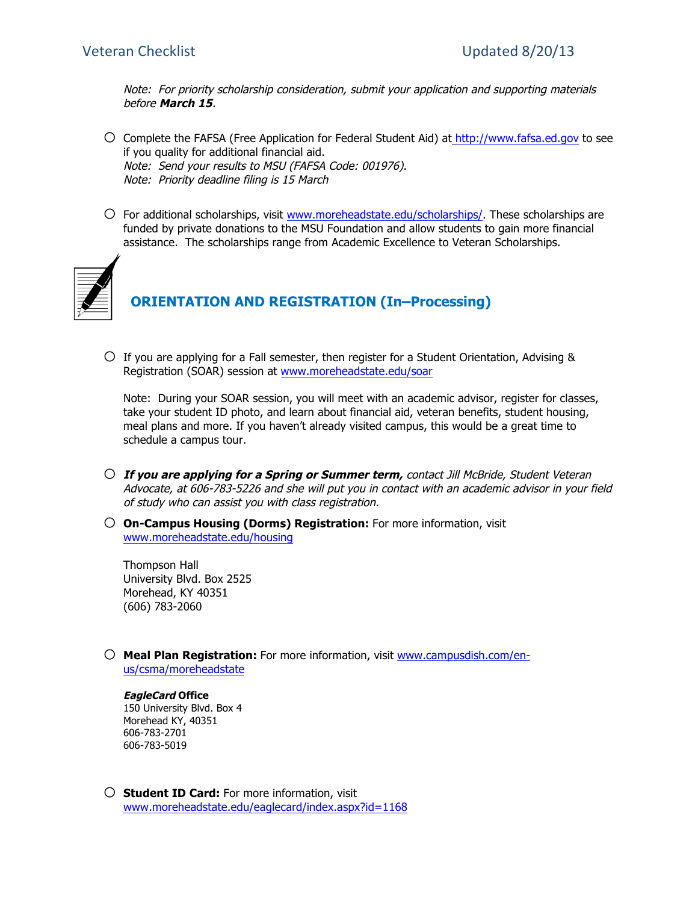*Note: For priority scholarship consideration, submit your application and supporting materials before **March 15**.*

- ○ Complete the FAFSA (Free Application for Federal Student Aid) at [http://www.fafsa.ed.gov](http://www.fafsa.ed.gov) to see if you quality for additional financial aid.
  *Note: Send your results to MSU (FAFSA Code: 001976).*
  *Note: Priority deadline filing is 15 March*

- ○ For additional scholarships, visit [www.moreheadstate.edu/scholarships/](http://www.moreheadstate.edu/scholarships/). These scholarships are funded by private donations to the MSU Foundation and allow students to gain more financial assistance. The scholarships range from Academic Excellence to Veteran Scholarships.

## ORIENTATION AND REGISTRATION (In–Processing)

- ○ If you are applying for a Fall semester, then register for a Student Orientation, Advising & Registration (SOAR) session at [www.moreheadstate.edu/soar](http://www.moreheadstate.edu/soar)

  Note: During your SOAR session, you will meet with an academic advisor, register for classes, take your student ID photo, and learn about financial aid, veteran benefits, student housing, meal plans and more. If you haven't already visited campus, this would be a great time to schedule a campus tour.

- ○ ***If you are applying for a Spring or Summer term,*** *contact Jill McBride, Student Veteran Advocate, at 606-783-5226 and she will put you in contact with an academic advisor in your field of study who can assist you with class registration.*

- ○ **On-Campus Housing (Dorms) Registration:** For more information, visit [www.moreheadstate.edu/housing](http://www.moreheadstate.edu/housing)

  Thompson Hall
  University Blvd. Box 2525
  Morehead, KY 40351
  (606) 783-2060

- ○ **Meal Plan Registration:** For more information, visit [www.campusdish.com/en-us/csma/moreheadstate](http://www.campusdish.com/en-us/csma/moreheadstate)

  ***EagleCard* Office**
  150 University Blvd. Box 4
  Morehead KY, 40351
  606-783-2701
  606-783-5019

- ○ **Student ID Card:** For more information, visit [www.moreheadstate.edu/eaglecard/index.aspx?id=1168](http://www.moreheadstate.edu/eaglecard/index.aspx?id=1168)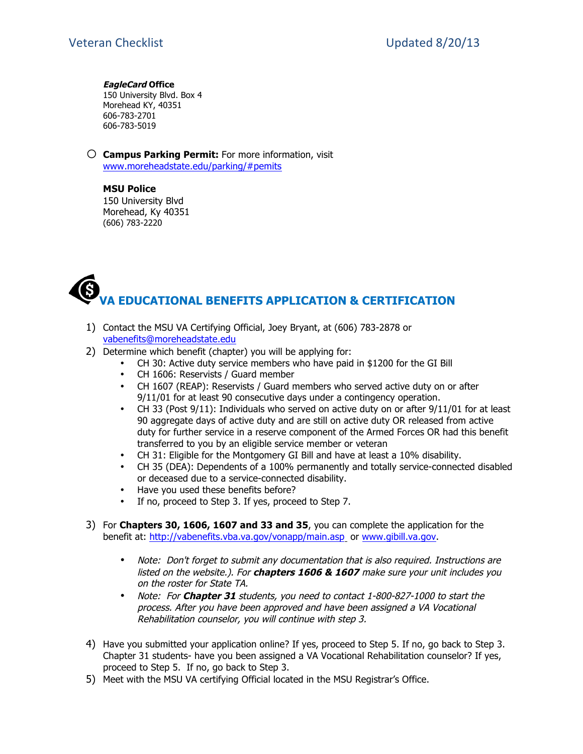***EagleCard* Office**
150 University Blvd. Box 4
Morehead KY, 40351
606-783-2701
606-783-5019

- ○ **Campus Parking Permit:** For more information, visit [www.moreheadstate.edu/parking/#pemits](www.moreheadstate.edu/parking/#pemits)

**MSU Police**
150 University Blvd
Morehead, Ky 40351
(606) 783-2220

## VA EDUCATIONAL BENEFITS APPLICATION & CERTIFICATION

1) Contact the MSU VA Certifying Official, Joey Bryant, at (606) 783-2878 or [vabenefits@moreheadstate.edu](mailto:vabenefits@moreheadstate.edu)
2) Determine which benefit (chapter) you will be applying for:
   - CH 30: Active duty service members who have paid in $1200 for the GI Bill
   - CH 1606: Reservists / Guard member
   - CH 1607 (REAP): Reservists / Guard members who served active duty on or after 9/11/01 for at least 90 consecutive days under a contingency operation.
   - CH 33 (Post 9/11): Individuals who served on active duty on or after 9/11/01 for at least 90 aggregate days of active duty and are still on active duty OR released from active duty for further service in a reserve component of the Armed Forces OR had this benefit transferred to you by an eligible service member or veteran
   - CH 31: Eligible for the Montgomery GI Bill and have at least a 10% disability.
   - CH 35 (DEA): Dependents of a 100% permanently and totally service-connected disabled or deceased due to a service-connected disability.
   - Have you used these benefits before?
   - If no, proceed to Step 3. If yes, proceed to Step 7.
3) For **Chapters 30, 1606, 1607 and 33 and 35**, you can complete the application for the benefit at: [http://vabenefits.vba.va.gov/vonapp/main.asp](http://vabenefits.vba.va.gov/vonapp/main.asp) or [www.gibill.va.gov](www.gibill.va.gov).
   - *Note: Don't forget to submit any documentation that is also required. Instructions are listed on the website.). For **chapters 1606 & 1607** make sure your unit includes you on the roster for State TA.*
   - *Note: For **Chapter 31** students, you need to contact 1-800-827-1000 to start the process. After you have been approved and have been assigned a VA Vocational Rehabilitation counselor, you will continue with step 3.*
4) Have you submitted your application online? If yes, proceed to Step 5. If no, go back to Step 3. Chapter 31 students- have you been assigned a VA Vocational Rehabilitation counselor? If yes, proceed to Step 5. If no, go back to Step 3.
5) Meet with the MSU VA certifying Official located in the MSU Registrar's Office.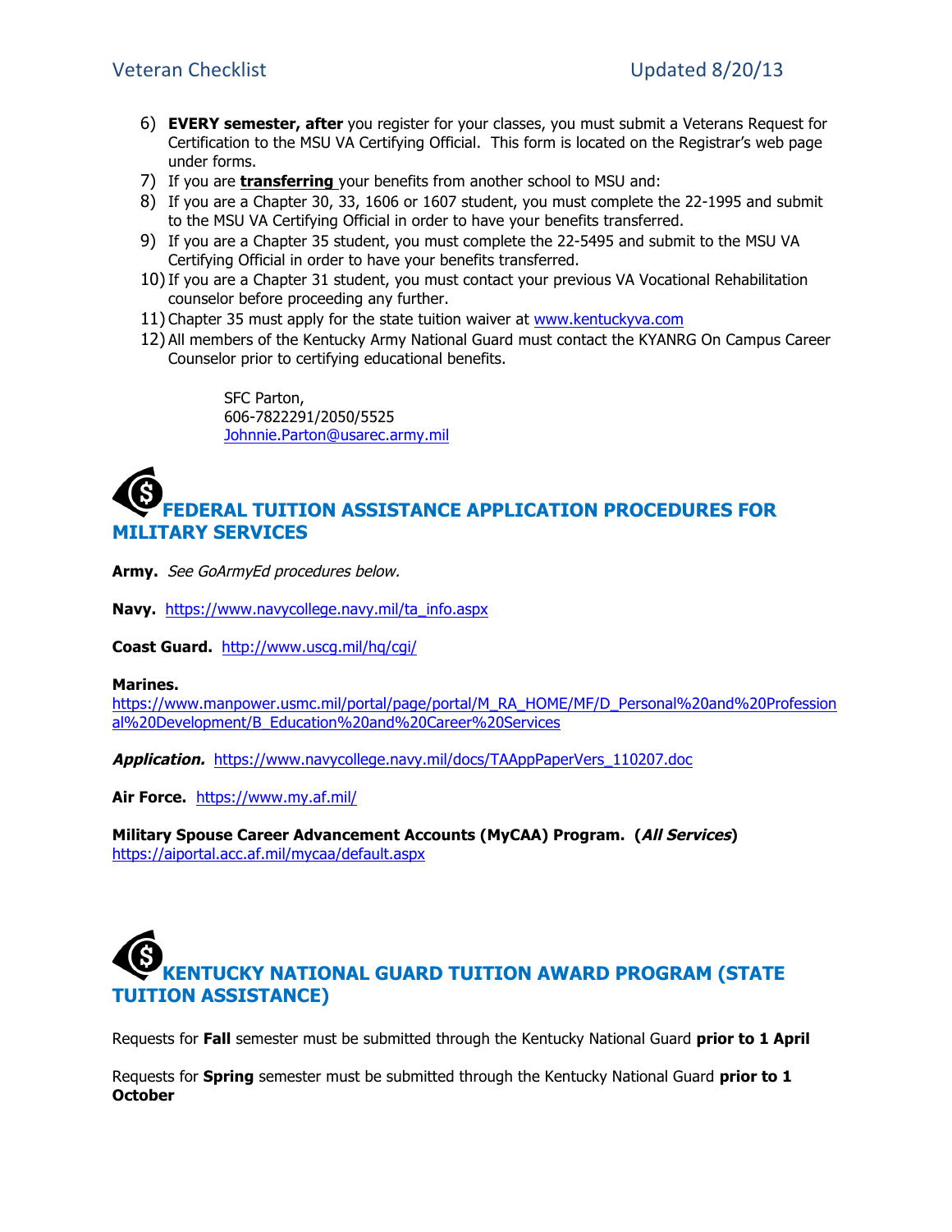6) **EVERY semester, after** you register for your classes, you must submit a Veterans Request for Certification to the MSU VA Certifying Official. This form is located on the Registrar's web page under forms.
7) If you are **transferring** your benefits from another school to MSU and:
8) If you are a Chapter 30, 33, 1606 or 1607 student, you must complete the 22-1995 and submit to the MSU VA Certifying Official in order to have your benefits transferred.
9) If you are a Chapter 35 student, you must complete the 22-5495 and submit to the MSU VA Certifying Official in order to have your benefits transferred.
10) If you are a Chapter 31 student, you must contact your previous VA Vocational Rehabilitation counselor before proceeding any further.
11) Chapter 35 must apply for the state tuition waiver at [www.kentuckyva.com](www.kentuckyva.com)
12) All members of the Kentucky Army National Guard must contact the KYANRG On Campus Career Counselor prior to certifying educational benefits.

    SFC Parton,
    606-7822291/2050/5525
    Johnnie.Parton@usarec.army.mil

## FEDERAL TUITION ASSISTANCE APPLICATION PROCEDURES FOR MILITARY SERVICES

**Army.** *See GoArmyEd procedures below.*

**Navy.** https://www.navycollege.navy.mil/ta_info.aspx

**Coast Guard.** http://www.uscg.mil/hq/cgi/

**Marines.**
https://www.manpower.usmc.mil/portal/page/portal/M_RA_HOME/MF/D_Personal%20and%20Professional%20Development/B_Education%20and%20Career%20Services

***Application.*** https://www.navycollege.navy.mil/docs/TAAppPaperVers_110207.doc

**Air Force.** https://www.my.af.mil/

**Military Spouse Career Advancement Accounts (MyCAA) Program. (*All Services*)**
https://aiportal.acc.af.mil/mycaa/default.aspx

## KENTUCKY NATIONAL GUARD TUITION AWARD PROGRAM (STATE TUITION ASSISTANCE)

Requests for **Fall** semester must be submitted through the Kentucky National Guard **prior to 1 April**

Requests for **Spring** semester must be submitted through the Kentucky National Guard **prior to 1 October**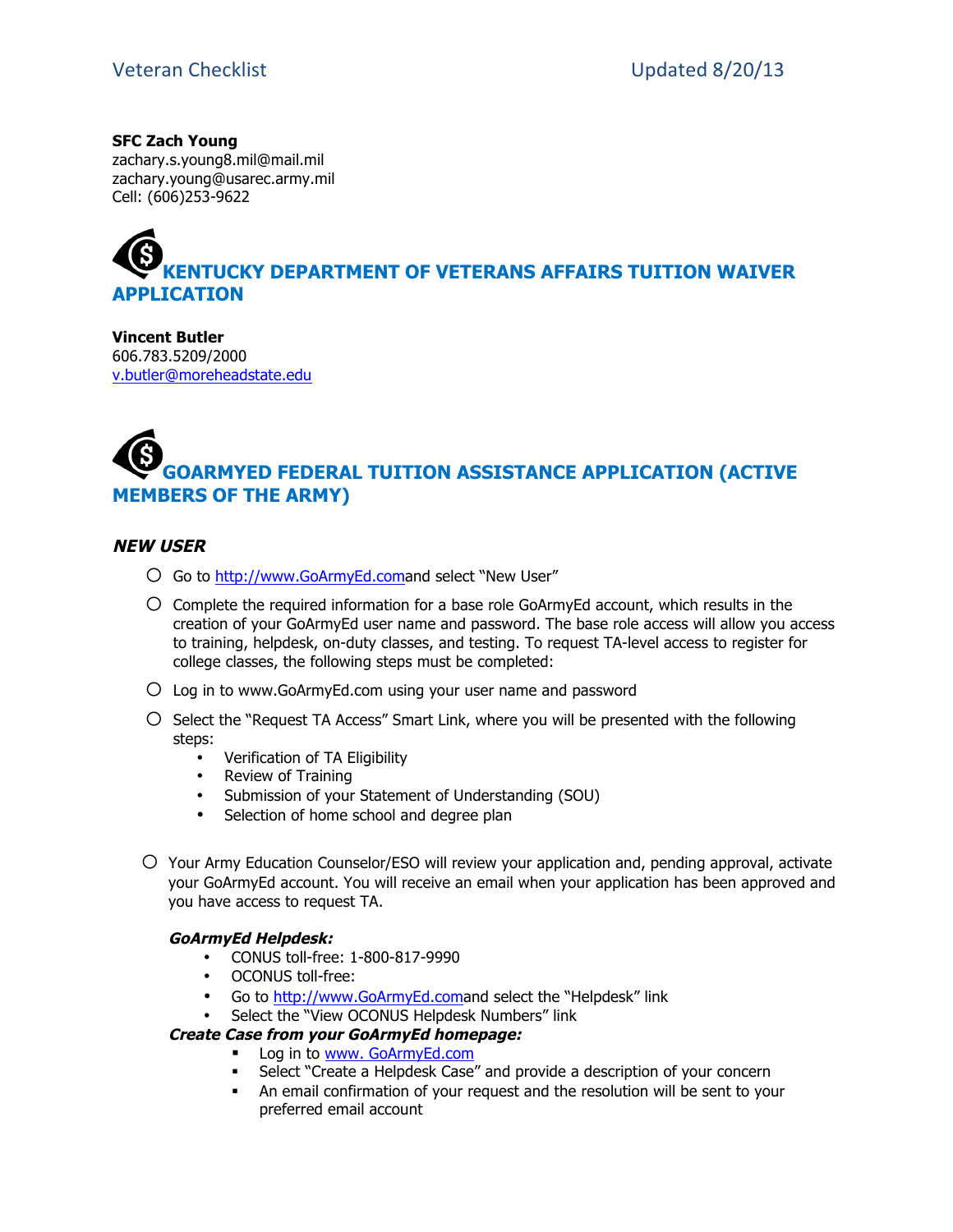**SFC Zach Young**
zachary.s.young8.mil@mail.mil
zachary.young@usarec.army.mil
Cell: (606)253-9622

## KENTUCKY DEPARTMENT OF VETERANS AFFAIRS TUITION WAIVER APPLICATION

**Vincent Butler**
606.783.5209/2000
v.butler@moreheadstate.edu

## GOARMYED FEDERAL TUITION ASSISTANCE APPLICATION (ACTIVE MEMBERS OF THE ARMY)

### *NEW USER*

- ○ Go to http://www.GoArmyEd.comand select "New User"
- ○ Complete the required information for a base role GoArmyEd account, which results in the creation of your GoArmyEd user name and password. The base role access will allow you access to training, helpdesk, on-duty classes, and testing. To request TA-level access to register for college classes, the following steps must be completed:
- ○ Log in to www.GoArmyEd.com using your user name and password
- ○ Select the "Request TA Access" Smart Link, where you will be presented with the following steps:
  - Verification of TA Eligibility
  - Review of Training
  - Submission of your Statement of Understanding (SOU)
  - Selection of home school and degree plan
- ○ Your Army Education Counselor/ESO will review your application and, pending approval, activate your GoArmyEd account. You will receive an email when your application has been approved and you have access to request TA.

***GoArmyEd Helpdesk:***

- CONUS toll-free: 1-800-817-9990
- OCONUS toll-free:
- Go to http://www.GoArmyEd.comand select the "Helpdesk" link
- Select the "View OCONUS Helpdesk Numbers" link

***Create Case from your GoArmyEd homepage:***

- Log in to www. GoArmyEd.com
- Select "Create a Helpdesk Case" and provide a description of your concern
- An email confirmation of your request and the resolution will be sent to your preferred email account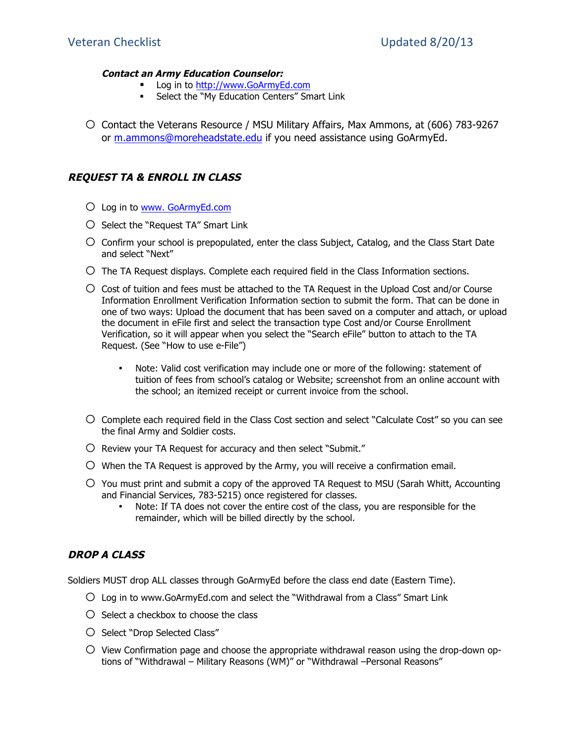***Contact an Army Education Counselor:***

- Log in to http://www.GoArmyEd.com
- Select the "My Education Centers" Smart Link

- Contact the Veterans Resource / MSU Military Affairs, Max Ammons, at (606) 783-9267 or m.ammons@moreheadstate.edu if you need assistance using GoArmyEd.

## *REQUEST TA & ENROLL IN CLASS*

- Log in to www. GoArmyEd.com
- Select the "Request TA" Smart Link
- Confirm your school is prepopulated, enter the class Subject, Catalog, and the Class Start Date and select "Next"
- The TA Request displays. Complete each required field in the Class Information sections.
- Cost of tuition and fees must be attached to the TA Request in the Upload Cost and/or Course Information Enrollment Verification Information section to submit the form. That can be done in one of two ways: Upload the document that has been saved on a computer and attach, or upload the document in eFile first and select the transaction type Cost and/or Course Enrollment Verification, so it will appear when you select the "Search eFile" button to attach to the TA Request. (See "How to use e-File")
  - Note: Valid cost verification may include one or more of the following: statement of tuition of fees from school's catalog or Website; screenshot from an online account with the school; an itemized receipt or current invoice from the school.
- Complete each required field in the Class Cost section and select "Calculate Cost" so you can see the final Army and Soldier costs.
- Review your TA Request for accuracy and then select "Submit."
- When the TA Request is approved by the Army, you will receive a confirmation email.
- You must print and submit a copy of the approved TA Request to MSU (Sarah Whitt, Accounting and Financial Services, 783-5215) once registered for classes.
  - Note: If TA does not cover the entire cost of the class, you are responsible for the remainder, which will be billed directly by the school.

## *DROP A CLASS*

Soldiers MUST drop ALL classes through GoArmyEd before the class end date (Eastern Time).

- Log in to www.GoArmyEd.com and select the "Withdrawal from a Class" Smart Link
- Select a checkbox to choose the class
- Select "Drop Selected Class"
- View Confirmation page and choose the appropriate withdrawal reason using the drop-down options of "Withdrawal – Military Reasons (WM)" or "Withdrawal –Personal Reasons"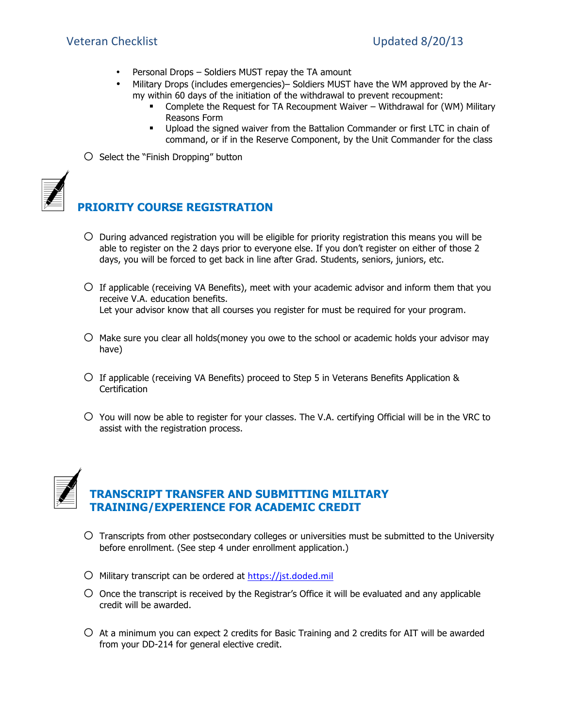- Personal Drops – Soldiers MUST repay the TA amount
- Military Drops (includes emergencies)– Soldiers MUST have the WM approved by the Army within 60 days of the initiation of the withdrawal to prevent recoupment:
  - Complete the Request for TA Recoupment Waiver – Withdrawal for (WM) Military Reasons Form
  - Upload the signed waiver from the Battalion Commander or first LTC in chain of command, or if in the Reserve Component, by the Unit Commander for the class

- ○ Select the "Finish Dropping" button

## PRIORITY COURSE REGISTRATION

- ○ During advanced registration you will be eligible for priority registration this means you will be able to register on the 2 days prior to everyone else. If you don't register on either of those 2 days, you will be forced to get back in line after Grad. Students, seniors, juniors, etc.

- ○ If applicable (receiving VA Benefits), meet with your academic advisor and inform them that you receive V.A. education benefits.
  Let your advisor know that all courses you register for must be required for your program.

- ○ Make sure you clear all holds(money you owe to the school or academic holds your advisor may have)

- ○ If applicable (receiving VA Benefits) proceed to Step 5 in Veterans Benefits Application & Certification

- ○ You will now be able to register for your classes. The V.A. certifying Official will be in the VRC to assist with the registration process.

## TRANSCRIPT TRANSFER AND SUBMITTING MILITARY TRAINING/EXPERIENCE FOR ACADEMIC CREDIT

- ○ Transcripts from other postsecondary colleges or universities must be submitted to the University before enrollment. (See step 4 under enrollment application.)

- ○ Military transcript can be ordered at https://jst.doded.mil

- ○ Once the transcript is received by the Registrar's Office it will be evaluated and any applicable credit will be awarded.

- ○ At a minimum you can expect 2 credits for Basic Training and 2 credits for AIT will be awarded from your DD-214 for general elective credit.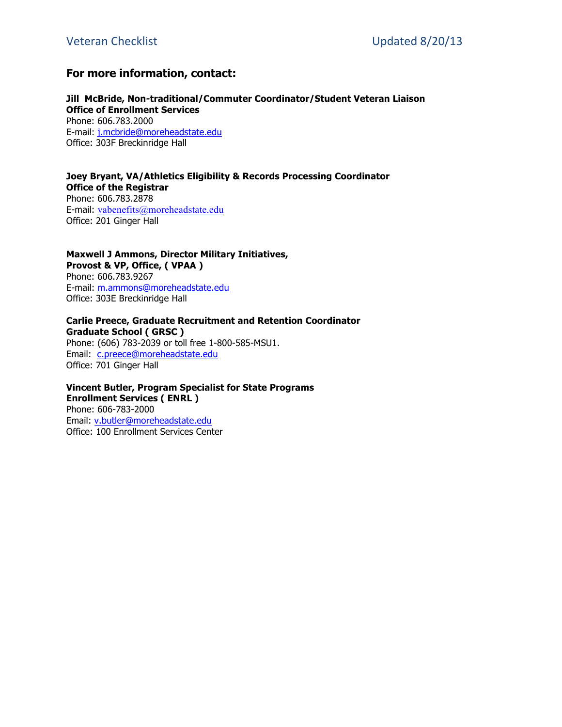## For more information, contact:

**Jill McBride, Non-traditional/Commuter Coordinator/Student Veteran Liaison**
**Office of Enrollment Services**
Phone: 606.783.2000
E-mail: j.mcbride@moreheadstate.edu
Office: 303F Breckinridge Hall

**Joey Bryant, VA/Athletics Eligibility & Records Processing Coordinator**
**Office of the Registrar**
Phone: 606.783.2878
E-mail: vabenefits@moreheadstate.edu
Office: 201 Ginger Hall

**Maxwell J Ammons, Director Military Initiatives,**
**Provost & VP, Office, ( VPAA )**
Phone: 606.783.9267
E-mail: m.ammons@moreheadstate.edu
Office: 303E Breckinridge Hall

**Carlie Preece, Graduate Recruitment and Retention Coordinator**
**Graduate School ( GRSC )**
Phone: (606) 783-2039 or toll free 1-800-585-MSU1.
Email: c.preece@moreheadstate.edu
Office: 701 Ginger Hall

**Vincent Butler, Program Specialist for State Programs**
**Enrollment Services ( ENRL )**
Phone: 606-783-2000
Email: v.butler@moreheadstate.edu
Office: 100 Enrollment Services Center